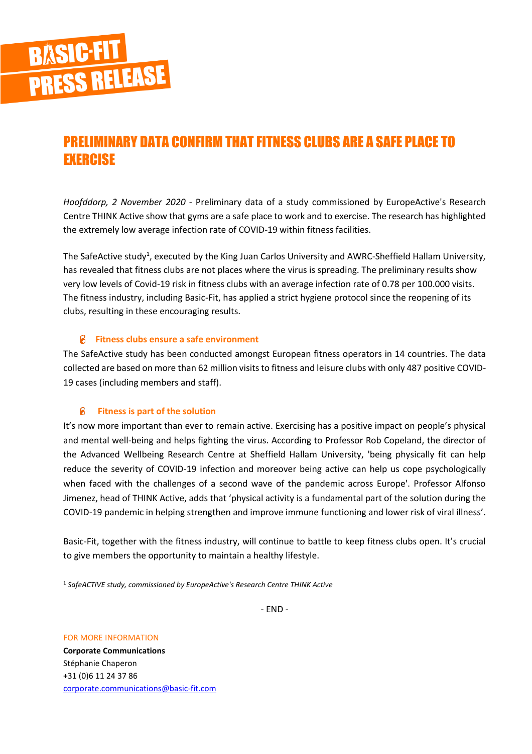# BASIC-FIT PRESS RELEASE

## PRELIMINARY DATA CONFIRM THAT FITNESS CLUBS ARE A SAFE PLACE TO EXERCISE

*Hoofddorp, 2 November 2020* - Preliminary data of a study commissioned by EuropeActive's Research Centre THINK Active show that gyms are a safe place to work and to exercise. The research has highlighted the extremely low average infection rate of COVID-19 within fitness facilities.

The SafeActive study[1], executed by the King Juan Carlos University and AWRC-Sheffield Hallam University, has revealed that fitness clubs are not places where the virus is spreading. The preliminary results show very low levels of Covid-19 risk in fitness clubs with an average infection rate of 0.78 per 100.000 visits. The fitness industry, including Basic-Fit, has applied a strict hygiene protocol since the reopening of its clubs, resulting in these encouraging results.

### Fitness clubs ensure a safe environment

The SafeActive study has been conducted amongst European fitness operators in 14 countries. The data collected are based on more than 62 million visits to fitness and leisure clubs with only 487 positive COVID-19 cases (including members and staff).

### Fitness is part of the solution

It's now more important than ever to remain active. Exercising has a positive impact on people's physical and mental well-being and helps fighting the virus. According to Professor Rob Copeland, the director of the Advanced Wellbeing Research Centre at Sheffield Hallam University, 'being physically fit can help reduce the severity of COVID-19 infection and moreover being active can help us cope psychologically when faced with the challenges of a second wave of the pandemic across Europe'. Professor Alfonso Jimenez, head of THINK Active, adds that 'physical activity is a fundamental part of the solution during the COVID-19 pandemic in helping strengthen and improve immune functioning and lower risk of viral illness'.

Basic-Fit, together with the fitness industry, will continue to battle to keep fitness clubs open. It's crucial to give members the opportunity to maintain a healthy lifestyle.

[1] *SafeACTiVE study, commissioned by EuropeActive's Research Centre THINK Active*

- END -

FOR MORE INFORMATION

**Corporate Communications**
Stéphanie Chaperon
+31 (0)6 11 24 37 86
corporate.communications@basic-fit.com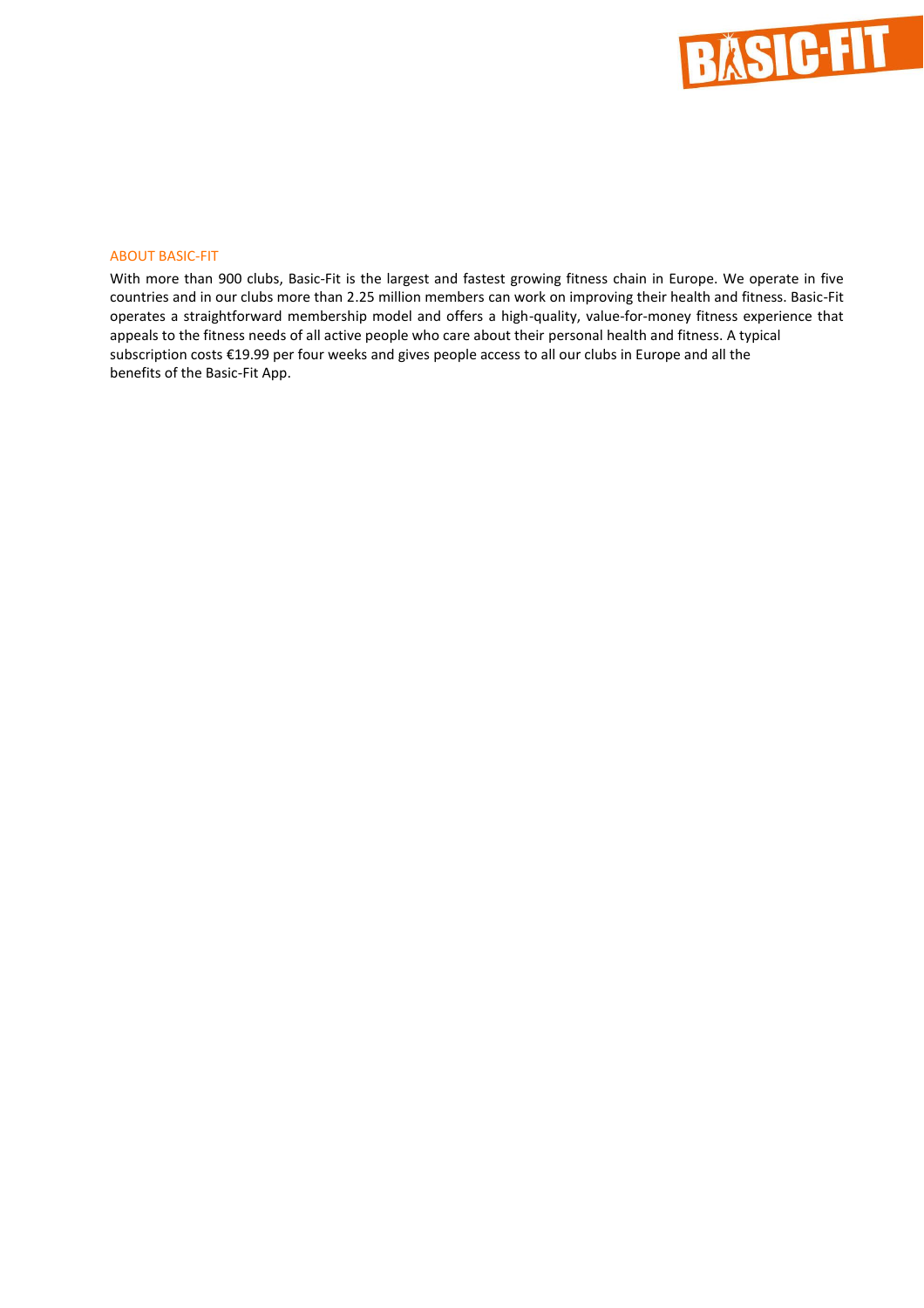## ABOUT BASIC-FIT

With more than 900 clubs, Basic-Fit is the largest and fastest growing fitness chain in Europe. We operate in five countries and in our clubs more than 2.25 million members can work on improving their health and fitness. Basic-Fit operates a straightforward membership model and offers a high-quality, value-for-money fitness experience that appeals to the fitness needs of all active people who care about their personal health and fitness. A typical subscription costs €19.99 per four weeks and gives people access to all our clubs in Europe and all the benefits of the Basic-Fit App.